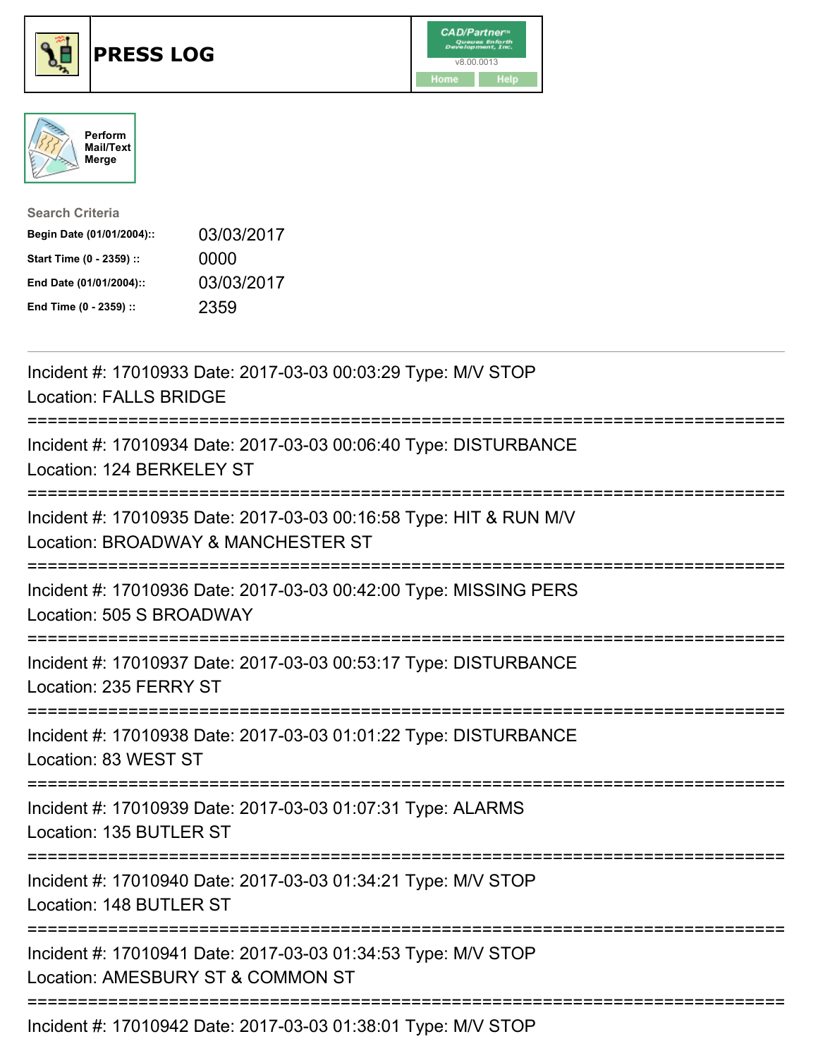# PRESS LOG

CAD/Partner
v8.00.0013
Home Help

Perform Mail/Text Merge

**Search Criteria**

| | |
|---|---|
| **Begin Date (01/01/2004)::** | 03/03/2017 |
| **Start Time (0 - 2359) ::** | 0000 |
| **End Date (01/01/2004)::** | 03/03/2017 |
| **End Time (0 - 2359) ::** | 2359 |

---

Incident #: 17010933 Date: 2017-03-03 00:03:29 Type: M/V STOP
Location: FALLS BRIDGE

===========================================================================

Incident #: 17010934 Date: 2017-03-03 00:06:40 Type: DISTURBANCE
Location: 124 BERKELEY ST

===========================================================================

Incident #: 17010935 Date: 2017-03-03 00:16:58 Type: HIT & RUN M/V
Location: BROADWAY & MANCHESTER ST

===========================================================================

Incident #: 17010936 Date: 2017-03-03 00:42:00 Type: MISSING PERS
Location: 505 S BROADWAY

===========================================================================

Incident #: 17010937 Date: 2017-03-03 00:53:17 Type: DISTURBANCE
Location: 235 FERRY ST

===========================================================================

Incident #: 17010938 Date: 2017-03-03 01:01:22 Type: DISTURBANCE
Location: 83 WEST ST

===========================================================================

Incident #: 17010939 Date: 2017-03-03 01:07:31 Type: ALARMS
Location: 135 BUTLER ST

===========================================================================

Incident #: 17010940 Date: 2017-03-03 01:34:21 Type: M/V STOP
Location: 148 BUTLER ST

===========================================================================

Incident #: 17010941 Date: 2017-03-03 01:34:53 Type: M/V STOP
Location: AMESBURY ST & COMMON ST

===========================================================================

Incident #: 17010942 Date: 2017-03-03 01:38:01 Type: M/V STOP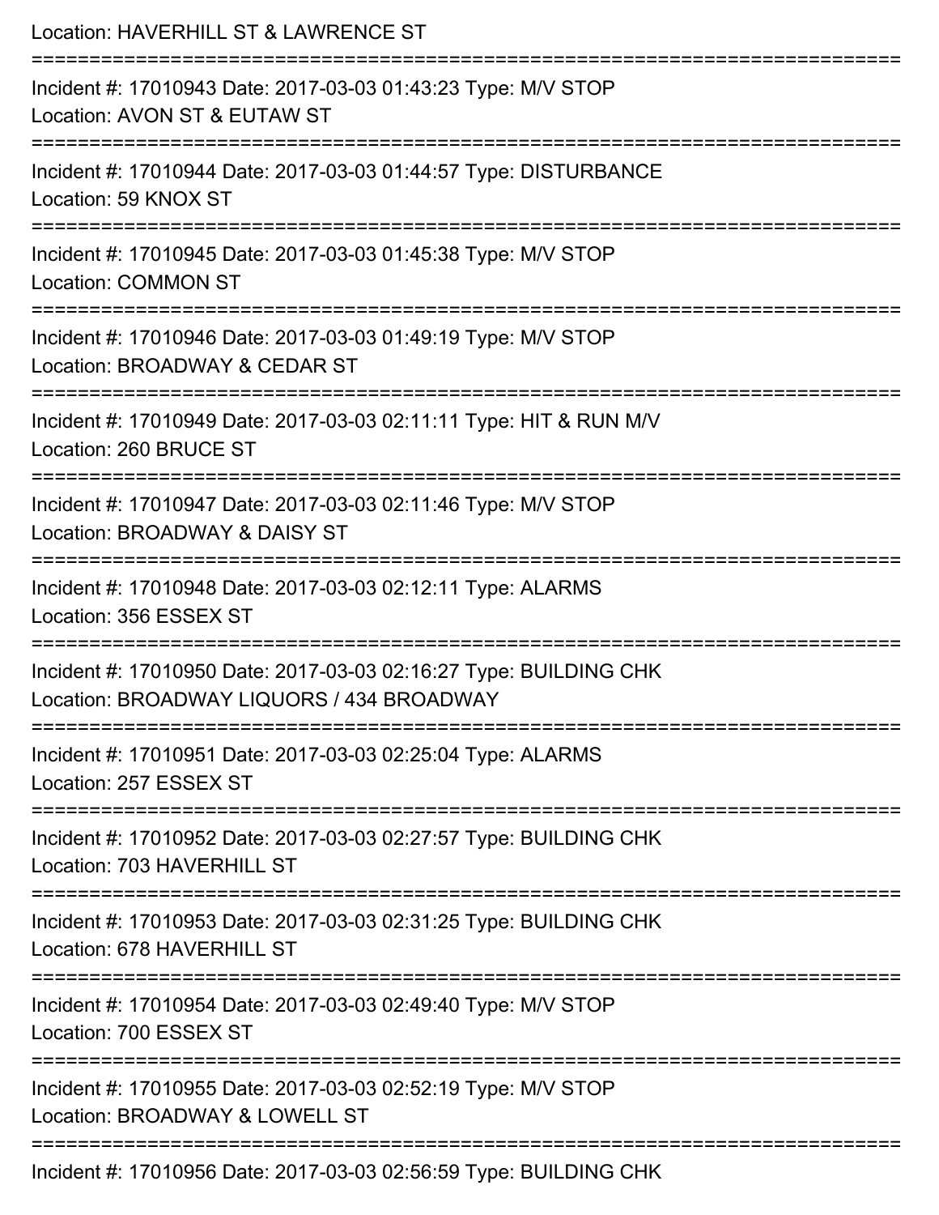Location: HAVERHILL ST & LAWRENCE ST

===========================================================================

Incident #: 17010943 Date: 2017-03-03 01:43:23 Type: M/V STOP

Location: AVON ST & EUTAW ST

===========================================================================

Incident #: 17010944 Date: 2017-03-03 01:44:57 Type: DISTURBANCE

Location: 59 KNOX ST

===========================================================================

Incident #: 17010945 Date: 2017-03-03 01:45:38 Type: M/V STOP

Location: COMMON ST

===========================================================================

Incident #: 17010946 Date: 2017-03-03 01:49:19 Type: M/V STOP

Location: BROADWAY & CEDAR ST

===========================================================================

Incident #: 17010949 Date: 2017-03-03 02:11:11 Type: HIT & RUN M/V

Location: 260 BRUCE ST

===========================================================================

Incident #: 17010947 Date: 2017-03-03 02:11:46 Type: M/V STOP

Location: BROADWAY & DAISY ST

===========================================================================

Incident #: 17010948 Date: 2017-03-03 02:12:11 Type: ALARMS

Location: 356 ESSEX ST

===========================================================================

Incident #: 17010950 Date: 2017-03-03 02:16:27 Type: BUILDING CHK

Location: BROADWAY LIQUORS / 434 BROADWAY

===========================================================================

Incident #: 17010951 Date: 2017-03-03 02:25:04 Type: ALARMS

Location: 257 ESSEX ST

===========================================================================

Incident #: 17010952 Date: 2017-03-03 02:27:57 Type: BUILDING CHK

Location: 703 HAVERHILL ST

===========================================================================

Incident #: 17010953 Date: 2017-03-03 02:31:25 Type: BUILDING CHK

Location: 678 HAVERHILL ST

===========================================================================

Incident #: 17010954 Date: 2017-03-03 02:49:40 Type: M/V STOP

Location: 700 ESSEX ST

===========================================================================

Incident #: 17010955 Date: 2017-03-03 02:52:19 Type: M/V STOP

Location: BROADWAY & LOWELL ST

===========================================================================

Incident #: 17010956 Date: 2017-03-03 02:56:59 Type: BUILDING CHK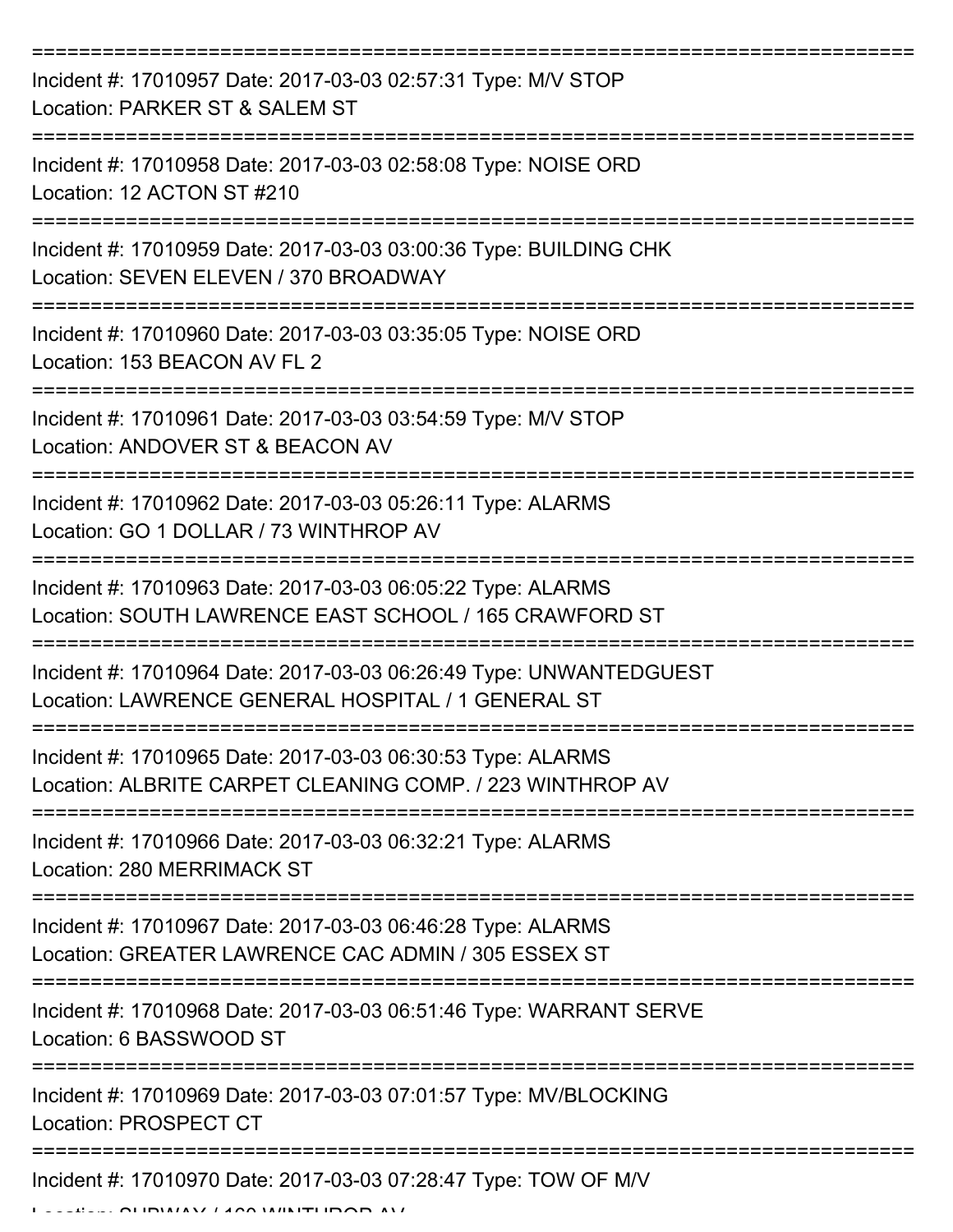===========================================================================

Incident #: 17010957 Date: 2017-03-03 02:57:31 Type: M/V STOP
Location: PARKER ST & SALEM ST

===========================================================================

Incident #: 17010958 Date: 2017-03-03 02:58:08 Type: NOISE ORD
Location: 12 ACTON ST #210

===========================================================================

Incident #: 17010959 Date: 2017-03-03 03:00:36 Type: BUILDING CHK
Location: SEVEN ELEVEN / 370 BROADWAY

===========================================================================

Incident #: 17010960 Date: 2017-03-03 03:35:05 Type: NOISE ORD
Location: 153 BEACON AV FL 2

===========================================================================

Incident #: 17010961 Date: 2017-03-03 03:54:59 Type: M/V STOP
Location: ANDOVER ST & BEACON AV

===========================================================================

Incident #: 17010962 Date: 2017-03-03 05:26:11 Type: ALARMS
Location: GO 1 DOLLAR / 73 WINTHROP AV

===========================================================================

Incident #: 17010963 Date: 2017-03-03 06:05:22 Type: ALARMS
Location: SOUTH LAWRENCE EAST SCHOOL / 165 CRAWFORD ST

===========================================================================

Incident #: 17010964 Date: 2017-03-03 06:26:49 Type: UNWANTEDGUEST
Location: LAWRENCE GENERAL HOSPITAL / 1 GENERAL ST

===========================================================================

Incident #: 17010965 Date: 2017-03-03 06:30:53 Type: ALARMS
Location: ALBRITE CARPET CLEANING COMP. / 223 WINTHROP AV

===========================================================================

Incident #: 17010966 Date: 2017-03-03 06:32:21 Type: ALARMS
Location: 280 MERRIMACK ST

===========================================================================

Incident #: 17010967 Date: 2017-03-03 06:46:28 Type: ALARMS
Location: GREATER LAWRENCE CAC ADMIN / 305 ESSEX ST

===========================================================================

Incident #: 17010968 Date: 2017-03-03 06:51:46 Type: WARRANT SERVE
Location: 6 BASSWOOD ST

===========================================================================

Incident #: 17010969 Date: 2017-03-03 07:01:57 Type: MV/BLOCKING
Location: PROSPECT CT

===========================================================================

Incident #: 17010970 Date: 2017-03-03 07:28:47 Type: TOW OF M/V
Location: SUBWAY / 160 WINTHROP AV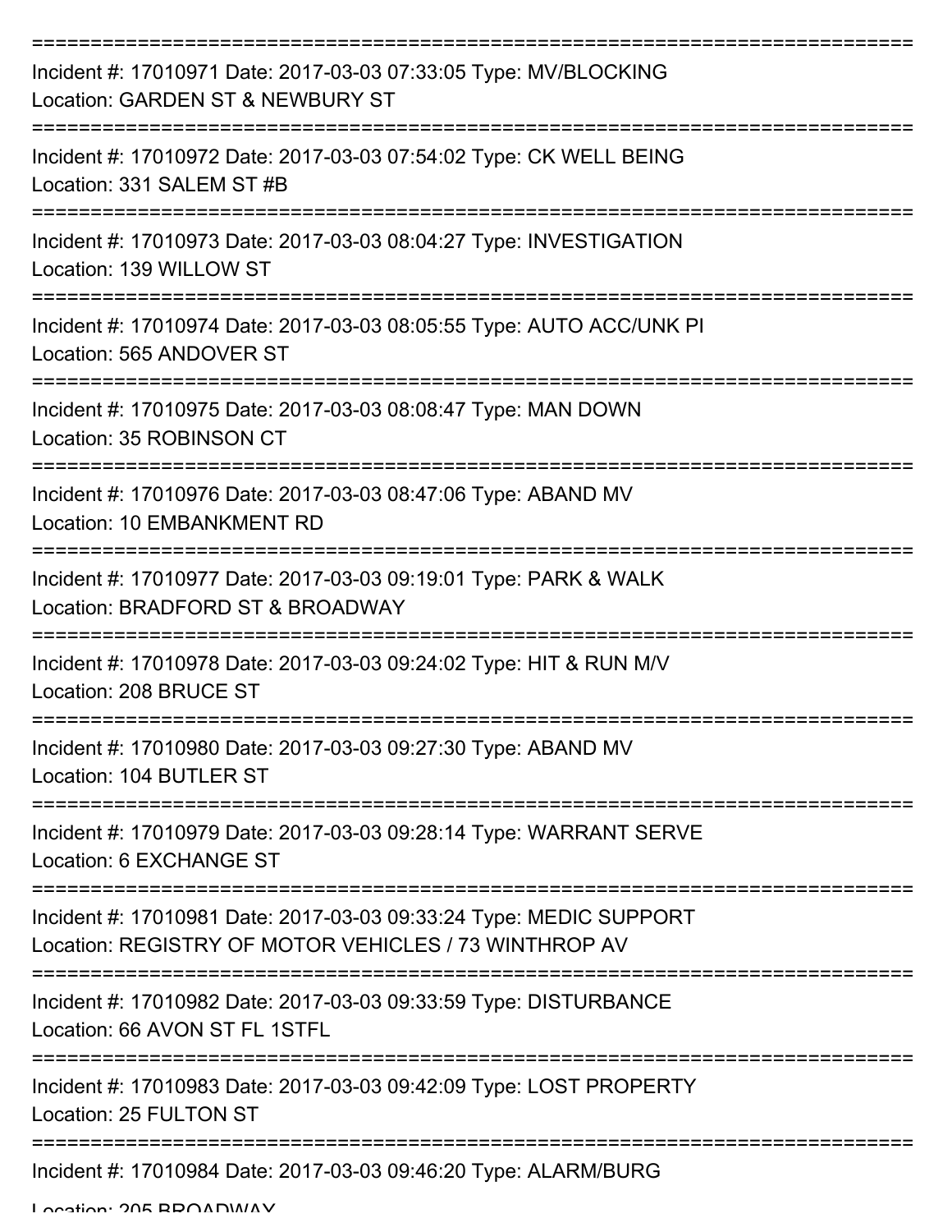===========================================================================

Incident #: 17010971 Date: 2017-03-03 07:33:05 Type: MV/BLOCKING
Location: GARDEN ST & NEWBURY ST

===========================================================================

Incident #: 17010972 Date: 2017-03-03 07:54:02 Type: CK WELL BEING
Location: 331 SALEM ST #B

===========================================================================

Incident #: 17010973 Date: 2017-03-03 08:04:27 Type: INVESTIGATION
Location: 139 WILLOW ST

===========================================================================

Incident #: 17010974 Date: 2017-03-03 08:05:55 Type: AUTO ACC/UNK PI
Location: 565 ANDOVER ST

===========================================================================

Incident #: 17010975 Date: 2017-03-03 08:08:47 Type: MAN DOWN
Location: 35 ROBINSON CT

===========================================================================

Incident #: 17010976 Date: 2017-03-03 08:47:06 Type: ABAND MV
Location: 10 EMBANKMENT RD

===========================================================================

Incident #: 17010977 Date: 2017-03-03 09:19:01 Type: PARK & WALK
Location: BRADFORD ST & BROADWAY

===========================================================================

Incident #: 17010978 Date: 2017-03-03 09:24:02 Type: HIT & RUN M/V
Location: 208 BRUCE ST

===========================================================================

Incident #: 17010980 Date: 2017-03-03 09:27:30 Type: ABAND MV
Location: 104 BUTLER ST

===========================================================================

Incident #: 17010979 Date: 2017-03-03 09:28:14 Type: WARRANT SERVE
Location: 6 EXCHANGE ST

===========================================================================

Incident #: 17010981 Date: 2017-03-03 09:33:24 Type: MEDIC SUPPORT
Location: REGISTRY OF MOTOR VEHICLES / 73 WINTHROP AV

===========================================================================

Incident #: 17010982 Date: 2017-03-03 09:33:59 Type: DISTURBANCE
Location: 66 AVON ST FL 1STFL

===========================================================================

Incident #: 17010983 Date: 2017-03-03 09:42:09 Type: LOST PROPERTY
Location: 25 FULTON ST

===========================================================================

Incident #: 17010984 Date: 2017-03-03 09:46:20 Type: ALARM/BURG
Location: 205 BROADWAY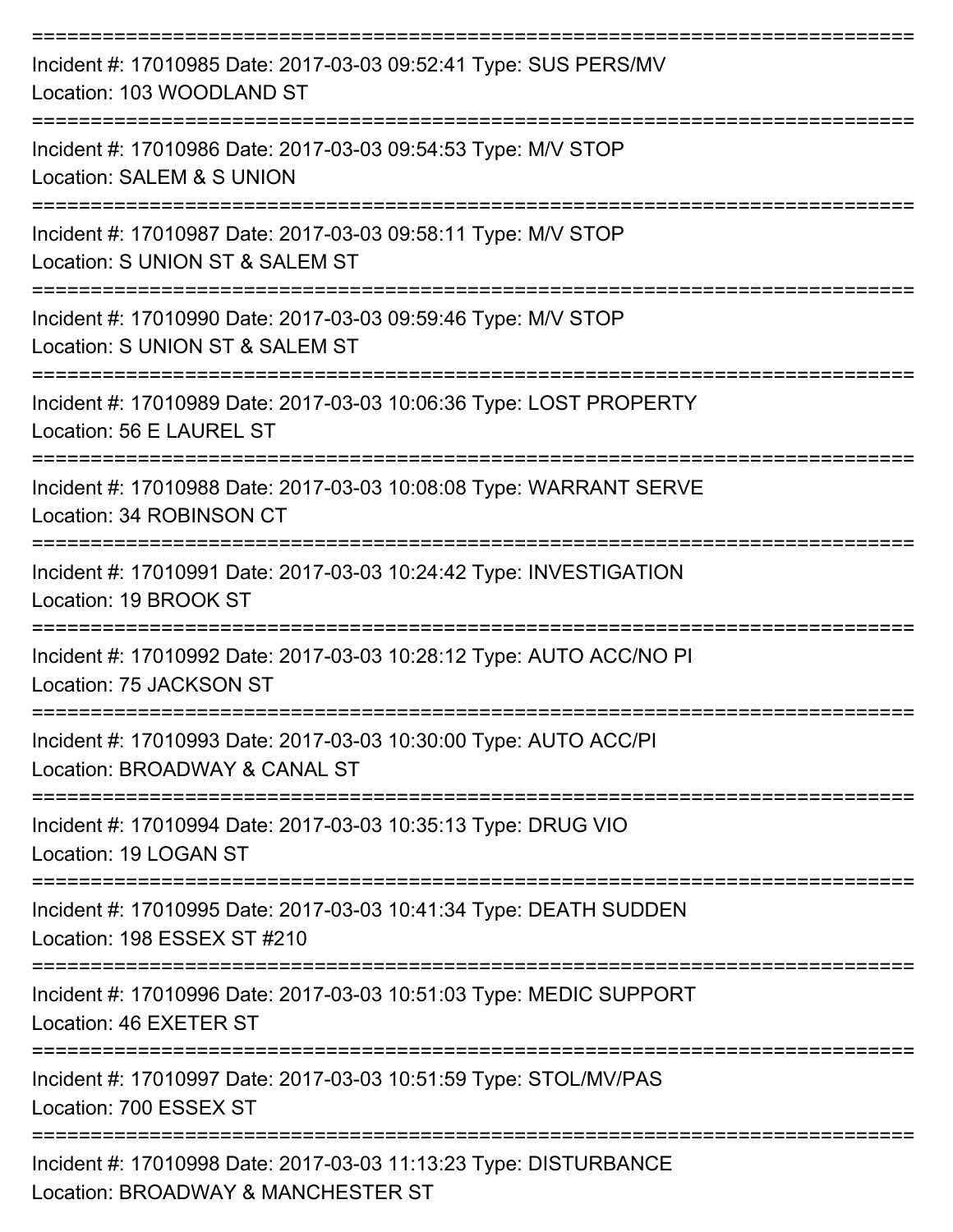===========================================================================
Incident #: 17010985 Date: 2017-03-03 09:52:41 Type: SUS PERS/MV
Location: 103 WOODLAND ST
===========================================================================
Incident #: 17010986 Date: 2017-03-03 09:54:53 Type: M/V STOP
Location: SALEM & S UNION
===========================================================================
Incident #: 17010987 Date: 2017-03-03 09:58:11 Type: M/V STOP
Location: S UNION ST & SALEM ST
===========================================================================
Incident #: 17010990 Date: 2017-03-03 09:59:46 Type: M/V STOP
Location: S UNION ST & SALEM ST
===========================================================================
Incident #: 17010989 Date: 2017-03-03 10:06:36 Type: LOST PROPERTY
Location: 56 E LAUREL ST
===========================================================================
Incident #: 17010988 Date: 2017-03-03 10:08:08 Type: WARRANT SERVE
Location: 34 ROBINSON CT
===========================================================================
Incident #: 17010991 Date: 2017-03-03 10:24:42 Type: INVESTIGATION
Location: 19 BROOK ST
===========================================================================
Incident #: 17010992 Date: 2017-03-03 10:28:12 Type: AUTO ACC/NO PI
Location: 75 JACKSON ST
===========================================================================
Incident #: 17010993 Date: 2017-03-03 10:30:00 Type: AUTO ACC/PI
Location: BROADWAY & CANAL ST
===========================================================================
Incident #: 17010994 Date: 2017-03-03 10:35:13 Type: DRUG VIO
Location: 19 LOGAN ST
===========================================================================
Incident #: 17010995 Date: 2017-03-03 10:41:34 Type: DEATH SUDDEN
Location: 198 ESSEX ST #210
===========================================================================
Incident #: 17010996 Date: 2017-03-03 10:51:03 Type: MEDIC SUPPORT
Location: 46 EXETER ST
===========================================================================
Incident #: 17010997 Date: 2017-03-03 10:51:59 Type: STOL/MV/PAS
Location: 700 ESSEX ST
===========================================================================
Incident #: 17010998 Date: 2017-03-03 11:13:23 Type: DISTURBANCE
Location: BROADWAY & MANCHESTER ST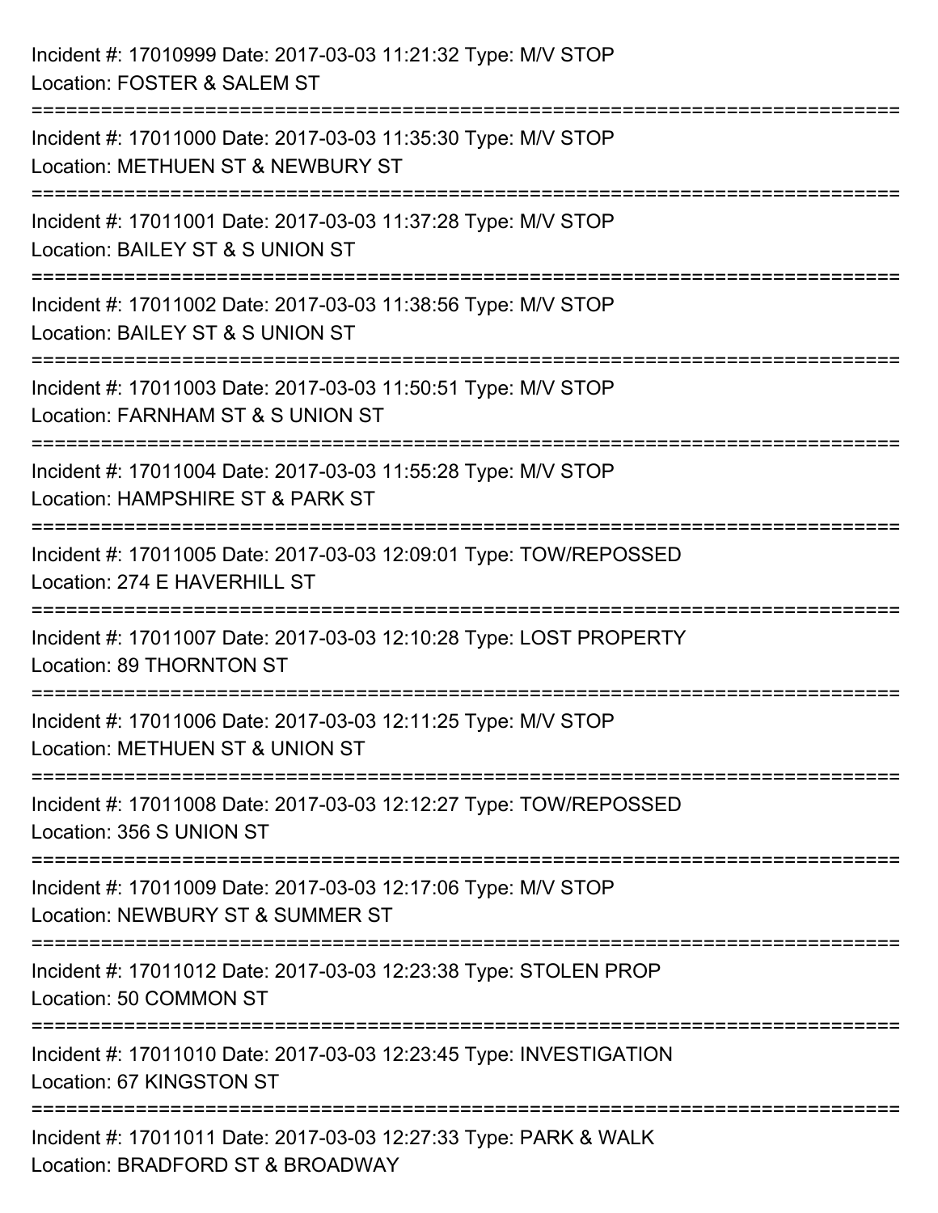Incident #: 17010999 Date: 2017-03-03 11:21:32 Type: M/V STOP
Location: FOSTER & SALEM ST

===========================================================================

Incident #: 17011000 Date: 2017-03-03 11:35:30 Type: M/V STOP
Location: METHUEN ST & NEWBURY ST

===========================================================================

Incident #: 17011001 Date: 2017-03-03 11:37:28 Type: M/V STOP
Location: BAILEY ST & S UNION ST

===========================================================================

Incident #: 17011002 Date: 2017-03-03 11:38:56 Type: M/V STOP
Location: BAILEY ST & S UNION ST

===========================================================================

Incident #: 17011003 Date: 2017-03-03 11:50:51 Type: M/V STOP
Location: FARNHAM ST & S UNION ST

===========================================================================

Incident #: 17011004 Date: 2017-03-03 11:55:28 Type: M/V STOP
Location: HAMPSHIRE ST & PARK ST

===========================================================================

Incident #: 17011005 Date: 2017-03-03 12:09:01 Type: TOW/REPOSSED
Location: 274 E HAVERHILL ST

===========================================================================

Incident #: 17011007 Date: 2017-03-03 12:10:28 Type: LOST PROPERTY
Location: 89 THORNTON ST

===========================================================================

Incident #: 17011006 Date: 2017-03-03 12:11:25 Type: M/V STOP
Location: METHUEN ST & UNION ST

===========================================================================

Incident #: 17011008 Date: 2017-03-03 12:12:27 Type: TOW/REPOSSED
Location: 356 S UNION ST

===========================================================================

Incident #: 17011009 Date: 2017-03-03 12:17:06 Type: M/V STOP
Location: NEWBURY ST & SUMMER ST

===========================================================================

Incident #: 17011012 Date: 2017-03-03 12:23:38 Type: STOLEN PROP
Location: 50 COMMON ST

===========================================================================

Incident #: 17011010 Date: 2017-03-03 12:23:45 Type: INVESTIGATION
Location: 67 KINGSTON ST

===========================================================================

Incident #: 17011011 Date: 2017-03-03 12:27:33 Type: PARK & WALK
Location: BRADFORD ST & BROADWAY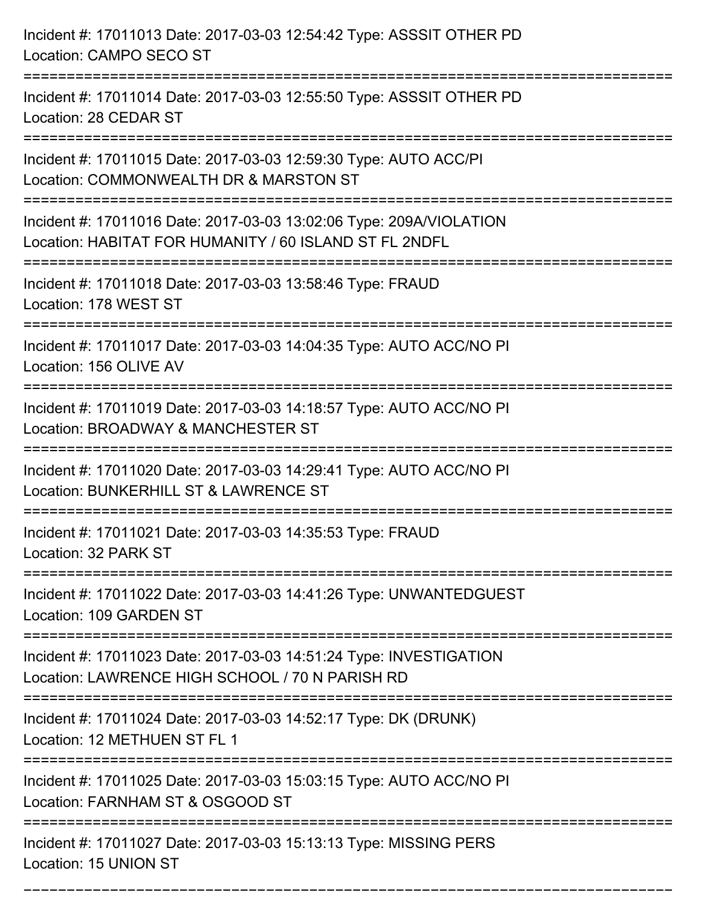Incident #: 17011013 Date: 2017-03-03 12:54:42 Type: ASSSIT OTHER PD
Location: CAMPO SECO ST

===========================================================================

Incident #: 17011014 Date: 2017-03-03 12:55:50 Type: ASSSIT OTHER PD
Location: 28 CEDAR ST

===========================================================================

Incident #: 17011015 Date: 2017-03-03 12:59:30 Type: AUTO ACC/PI
Location: COMMONWEALTH DR & MARSTON ST

===========================================================================

Incident #: 17011016 Date: 2017-03-03 13:02:06 Type: 209A/VIOLATION
Location: HABITAT FOR HUMANITY / 60 ISLAND ST FL 2NDFL

===========================================================================

Incident #: 17011018 Date: 2017-03-03 13:58:46 Type: FRAUD
Location: 178 WEST ST

===========================================================================

Incident #: 17011017 Date: 2017-03-03 14:04:35 Type: AUTO ACC/NO PI
Location: 156 OLIVE AV

===========================================================================

Incident #: 17011019 Date: 2017-03-03 14:18:57 Type: AUTO ACC/NO PI
Location: BROADWAY & MANCHESTER ST

===========================================================================

Incident #: 17011020 Date: 2017-03-03 14:29:41 Type: AUTO ACC/NO PI
Location: BUNKERHILL ST & LAWRENCE ST

===========================================================================

Incident #: 17011021 Date: 2017-03-03 14:35:53 Type: FRAUD
Location: 32 PARK ST

===========================================================================

Incident #: 17011022 Date: 2017-03-03 14:41:26 Type: UNWANTEDGUEST
Location: 109 GARDEN ST

===========================================================================

Incident #: 17011023 Date: 2017-03-03 14:51:24 Type: INVESTIGATION
Location: LAWRENCE HIGH SCHOOL / 70 N PARISH RD

===========================================================================

Incident #: 17011024 Date: 2017-03-03 14:52:17 Type: DK (DRUNK)
Location: 12 METHUEN ST FL 1

===========================================================================

Incident #: 17011025 Date: 2017-03-03 15:03:15 Type: AUTO ACC/NO PI
Location: FARNHAM ST & OSGOOD ST

===========================================================================

Incident #: 17011027 Date: 2017-03-03 15:13:13 Type: MISSING PERS
Location: 15 UNION ST

===========================================================================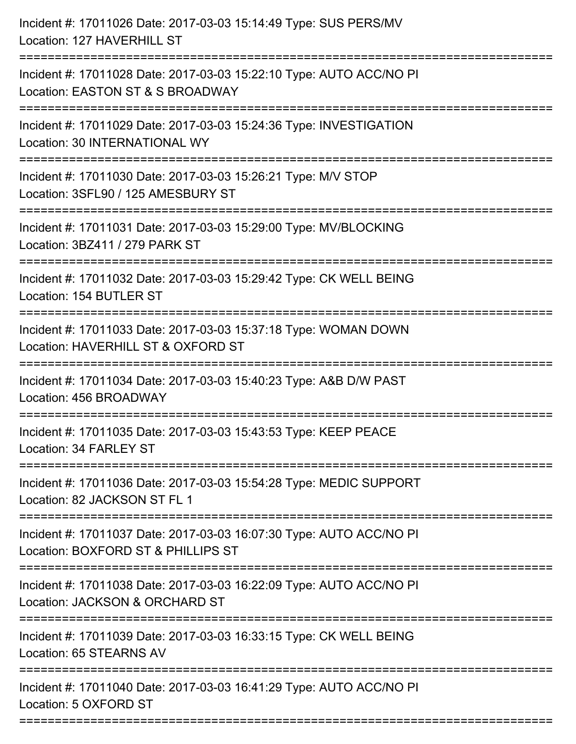Incident #: 17011026 Date: 2017-03-03 15:14:49 Type: SUS PERS/MV
Location: 127 HAVERHILL ST

===========================================================================

Incident #: 17011028 Date: 2017-03-03 15:22:10 Type: AUTO ACC/NO PI
Location: EASTON ST & S BROADWAY

===========================================================================

Incident #: 17011029 Date: 2017-03-03 15:24:36 Type: INVESTIGATION
Location: 30 INTERNATIONAL WY

===========================================================================

Incident #: 17011030 Date: 2017-03-03 15:26:21 Type: M/V STOP
Location: 3SFL90 / 125 AMESBURY ST

===========================================================================

Incident #: 17011031 Date: 2017-03-03 15:29:00 Type: MV/BLOCKING
Location: 3BZ411 / 279 PARK ST

===========================================================================

Incident #: 17011032 Date: 2017-03-03 15:29:42 Type: CK WELL BEING
Location: 154 BUTLER ST

===========================================================================

Incident #: 17011033 Date: 2017-03-03 15:37:18 Type: WOMAN DOWN
Location: HAVERHILL ST & OXFORD ST

===========================================================================

Incident #: 17011034 Date: 2017-03-03 15:40:23 Type: A&B D/W PAST
Location: 456 BROADWAY

===========================================================================

Incident #: 17011035 Date: 2017-03-03 15:43:53 Type: KEEP PEACE
Location: 34 FARLEY ST

===========================================================================

Incident #: 17011036 Date: 2017-03-03 15:54:28 Type: MEDIC SUPPORT
Location: 82 JACKSON ST FL 1

===========================================================================

Incident #: 17011037 Date: 2017-03-03 16:07:30 Type: AUTO ACC/NO PI
Location: BOXFORD ST & PHILLIPS ST

===========================================================================

Incident #: 17011038 Date: 2017-03-03 16:22:09 Type: AUTO ACC/NO PI
Location: JACKSON & ORCHARD ST

===========================================================================

Incident #: 17011039 Date: 2017-03-03 16:33:15 Type: CK WELL BEING
Location: 65 STEARNS AV

===========================================================================

Incident #: 17011040 Date: 2017-03-03 16:41:29 Type: AUTO ACC/NO PI
Location: 5 OXFORD ST

===========================================================================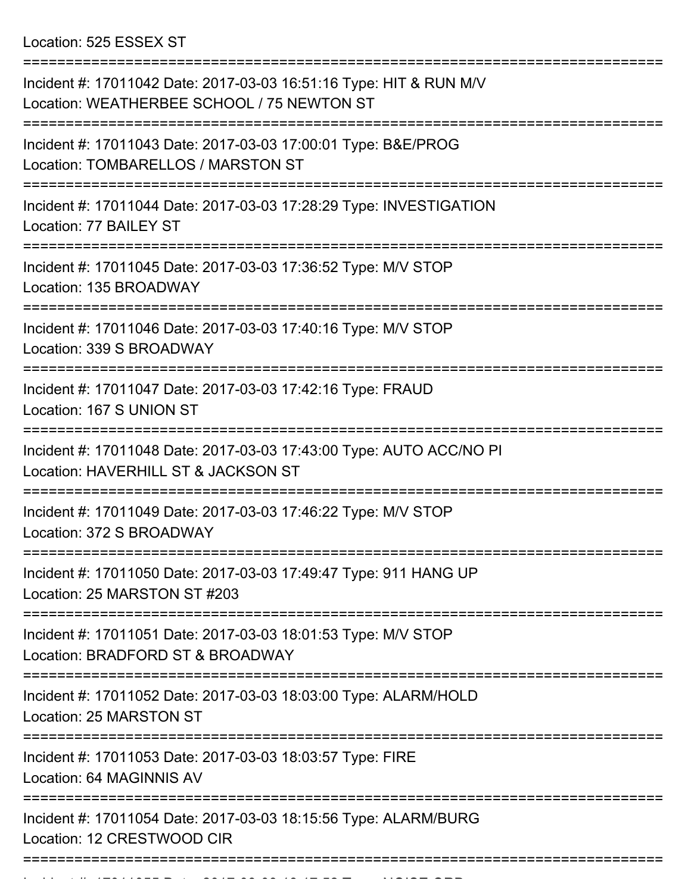Location: 525 ESSEX ST

===========================================================================

Incident #: 17011042 Date: 2017-03-03 16:51:16 Type: HIT & RUN M/V
Location: WEATHERBEE SCHOOL / 75 NEWTON ST

===========================================================================

Incident #: 17011043 Date: 2017-03-03 17:00:01 Type: B&E/PROG
Location: TOMBARELLOS / MARSTON ST

===========================================================================

Incident #: 17011044 Date: 2017-03-03 17:28:29 Type: INVESTIGATION
Location: 77 BAILEY ST

===========================================================================

Incident #: 17011045 Date: 2017-03-03 17:36:52 Type: M/V STOP
Location: 135 BROADWAY

===========================================================================

Incident #: 17011046 Date: 2017-03-03 17:40:16 Type: M/V STOP
Location: 339 S BROADWAY

===========================================================================

Incident #: 17011047 Date: 2017-03-03 17:42:16 Type: FRAUD
Location: 167 S UNION ST

===========================================================================

Incident #: 17011048 Date: 2017-03-03 17:43:00 Type: AUTO ACC/NO PI
Location: HAVERHILL ST & JACKSON ST

===========================================================================

Incident #: 17011049 Date: 2017-03-03 17:46:22 Type: M/V STOP
Location: 372 S BROADWAY

===========================================================================

Incident #: 17011050 Date: 2017-03-03 17:49:47 Type: 911 HANG UP
Location: 25 MARSTON ST #203

===========================================================================

Incident #: 17011051 Date: 2017-03-03 18:01:53 Type: M/V STOP
Location: BRADFORD ST & BROADWAY

===========================================================================

Incident #: 17011052 Date: 2017-03-03 18:03:00 Type: ALARM/HOLD
Location: 25 MARSTON ST

===========================================================================

Incident #: 17011053 Date: 2017-03-03 18:03:57 Type: FIRE
Location: 64 MAGINNIS AV

===========================================================================

Incident #: 17011054 Date: 2017-03-03 18:15:56 Type: ALARM/BURG
Location: 12 CRESTWOOD CIR

===========================================================================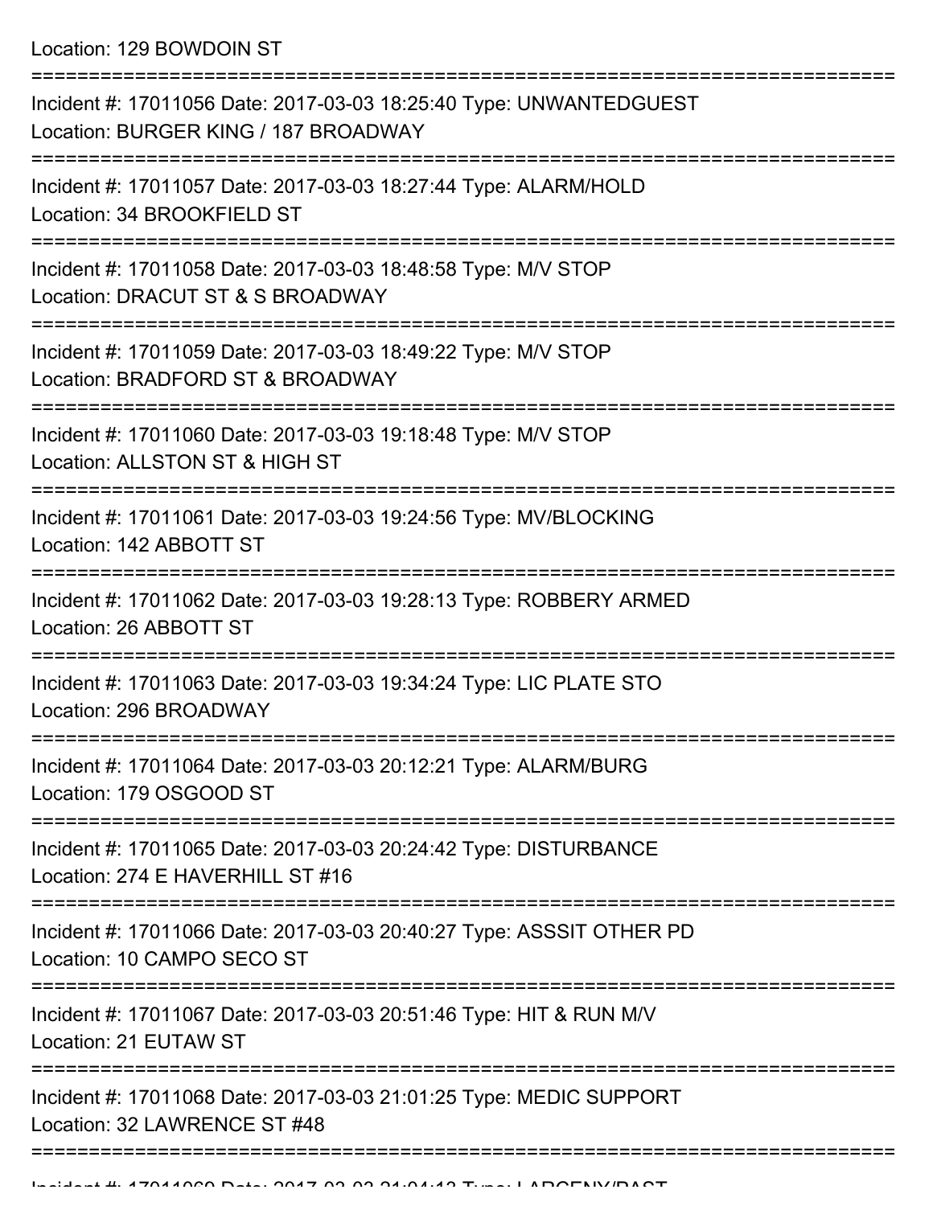Location: 129 BOWDOIN ST

===========================================================================

Incident #: 17011056 Date: 2017-03-03 18:25:40 Type: UNWANTEDGUEST
Location: BURGER KING / 187 BROADWAY

===========================================================================

Incident #: 17011057 Date: 2017-03-03 18:27:44 Type: ALARM/HOLD
Location: 34 BROOKFIELD ST

===========================================================================

Incident #: 17011058 Date: 2017-03-03 18:48:58 Type: M/V STOP
Location: DRACUT ST & S BROADWAY

===========================================================================

Incident #: 17011059 Date: 2017-03-03 18:49:22 Type: M/V STOP
Location: BRADFORD ST & BROADWAY

===========================================================================

Incident #: 17011060 Date: 2017-03-03 19:18:48 Type: M/V STOP
Location: ALLSTON ST & HIGH ST

===========================================================================

Incident #: 17011061 Date: 2017-03-03 19:24:56 Type: MV/BLOCKING
Location: 142 ABBOTT ST

===========================================================================

Incident #: 17011062 Date: 2017-03-03 19:28:13 Type: ROBBERY ARMED
Location: 26 ABBOTT ST

===========================================================================

Incident #: 17011063 Date: 2017-03-03 19:34:24 Type: LIC PLATE STO
Location: 296 BROADWAY

===========================================================================

Incident #: 17011064 Date: 2017-03-03 20:12:21 Type: ALARM/BURG
Location: 179 OSGOOD ST

===========================================================================

Incident #: 17011065 Date: 2017-03-03 20:24:42 Type: DISTURBANCE
Location: 274 E HAVERHILL ST #16

===========================================================================

Incident #: 17011066 Date: 2017-03-03 20:40:27 Type: ASSSIT OTHER PD
Location: 10 CAMPO SECO ST

===========================================================================

Incident #: 17011067 Date: 2017-03-03 20:51:46 Type: HIT & RUN M/V
Location: 21 EUTAW ST

===========================================================================

Incident #: 17011068 Date: 2017-03-03 21:01:25 Type: MEDIC SUPPORT
Location: 32 LAWRENCE ST #48

===========================================================================

Incident #: 17011069 Date: 2017-03-03 21:04:13 Type: LARCENY/PAST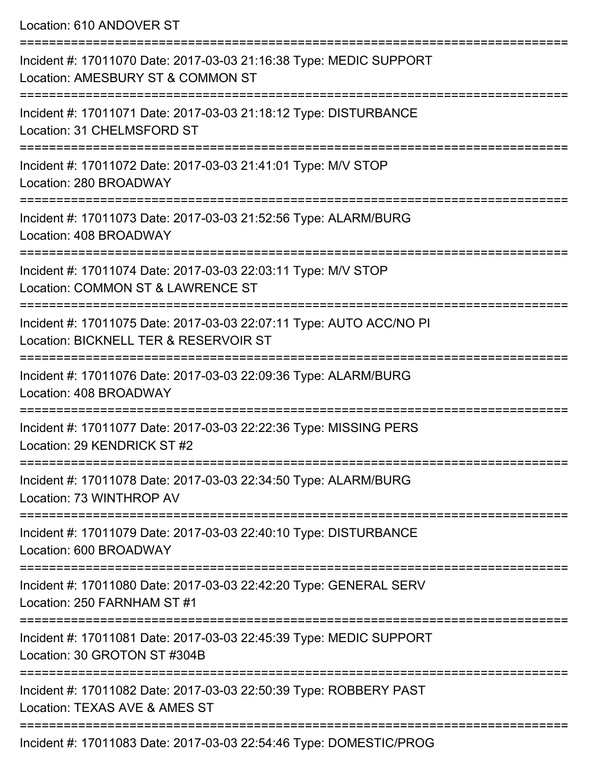Location: 610 ANDOVER ST

===========================================================================

Incident #: 17011070 Date: 2017-03-03 21:16:38 Type: MEDIC SUPPORT
Location: AMESBURY ST & COMMON ST

===========================================================================

Incident #: 17011071 Date: 2017-03-03 21:18:12 Type: DISTURBANCE
Location: 31 CHELMSFORD ST

===========================================================================

Incident #: 17011072 Date: 2017-03-03 21:41:01 Type: M/V STOP
Location: 280 BROADWAY

===========================================================================

Incident #: 17011073 Date: 2017-03-03 21:52:56 Type: ALARM/BURG
Location: 408 BROADWAY

===========================================================================

Incident #: 17011074 Date: 2017-03-03 22:03:11 Type: M/V STOP
Location: COMMON ST & LAWRENCE ST

===========================================================================

Incident #: 17011075 Date: 2017-03-03 22:07:11 Type: AUTO ACC/NO PI
Location: BICKNELL TER & RESERVOIR ST

===========================================================================

Incident #: 17011076 Date: 2017-03-03 22:09:36 Type: ALARM/BURG
Location: 408 BROADWAY

===========================================================================

Incident #: 17011077 Date: 2017-03-03 22:22:36 Type: MISSING PERS
Location: 29 KENDRICK ST #2

===========================================================================

Incident #: 17011078 Date: 2017-03-03 22:34:50 Type: ALARM/BURG
Location: 73 WINTHROP AV

===========================================================================

Incident #: 17011079 Date: 2017-03-03 22:40:10 Type: DISTURBANCE
Location: 600 BROADWAY

===========================================================================

Incident #: 17011080 Date: 2017-03-03 22:42:20 Type: GENERAL SERV
Location: 250 FARNHAM ST #1

===========================================================================

Incident #: 17011081 Date: 2017-03-03 22:45:39 Type: MEDIC SUPPORT
Location: 30 GROTON ST #304B

===========================================================================

Incident #: 17011082 Date: 2017-03-03 22:50:39 Type: ROBBERY PAST
Location: TEXAS AVE & AMES ST

===========================================================================

Incident #: 17011083 Date: 2017-03-03 22:54:46 Type: DOMESTIC/PROG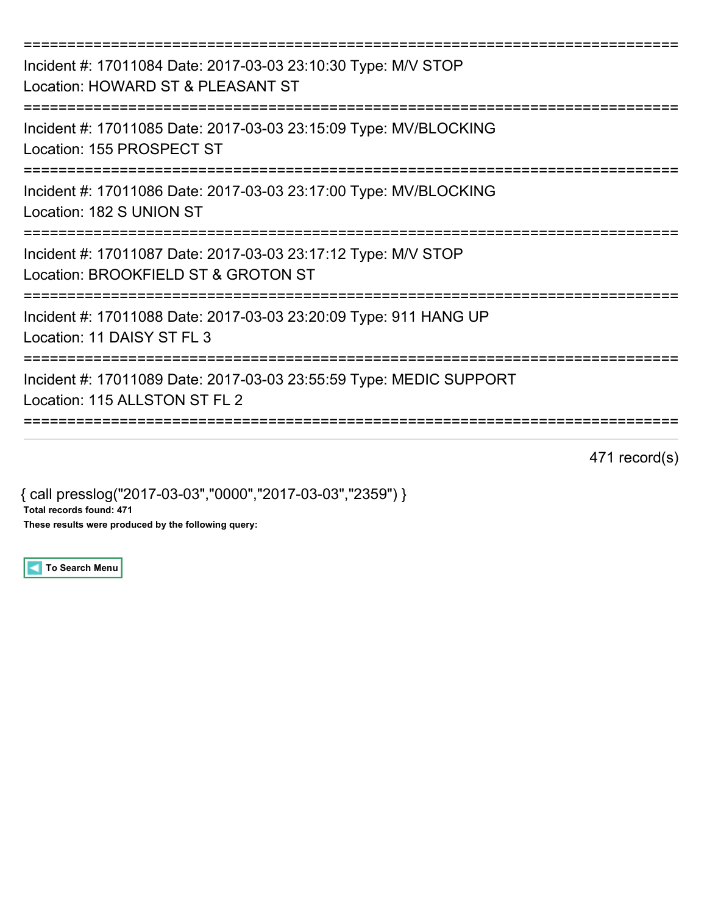===========================================================================

Incident #: 17011084 Date: 2017-03-03 23:10:30 Type: M/V STOP
Location: HOWARD ST & PLEASANT ST

===========================================================================

Incident #: 17011085 Date: 2017-03-03 23:15:09 Type: MV/BLOCKING
Location: 155 PROSPECT ST

===========================================================================

Incident #: 17011086 Date: 2017-03-03 23:17:00 Type: MV/BLOCKING
Location: 182 S UNION ST

===========================================================================

Incident #: 17011087 Date: 2017-03-03 23:17:12 Type: M/V STOP
Location: BROOKFIELD ST & GROTON ST

===========================================================================

Incident #: 17011088 Date: 2017-03-03 23:20:09 Type: 911 HANG UP
Location: 11 DAISY ST FL 3

===========================================================================

Incident #: 17011089 Date: 2017-03-03 23:55:59 Type: MEDIC SUPPORT
Location: 115 ALLSTON ST FL 2

===========================================================================

471 record(s)

{ call presslog("2017-03-03","0000","2017-03-03","2359") }

**Total records found: 471**

**These results were produced by the following query:**

**To Search Menu**